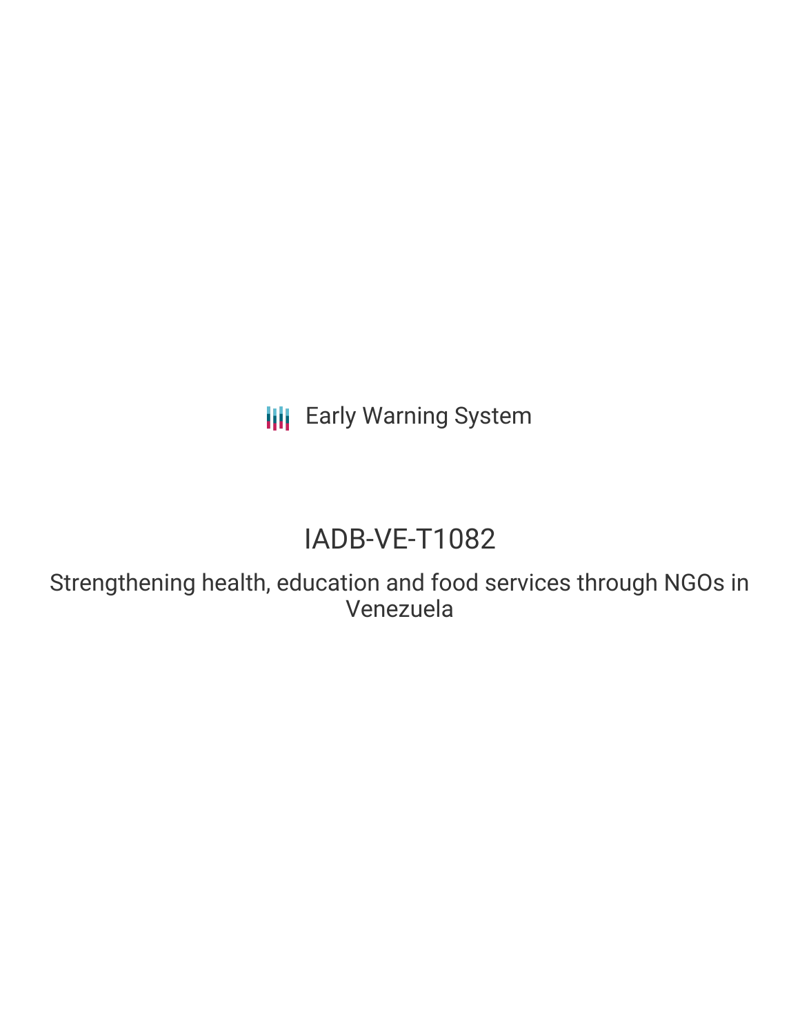Early Warning System

# IADB-VE-T1082

Strengthening health, education and food services through NGOs in Venezuela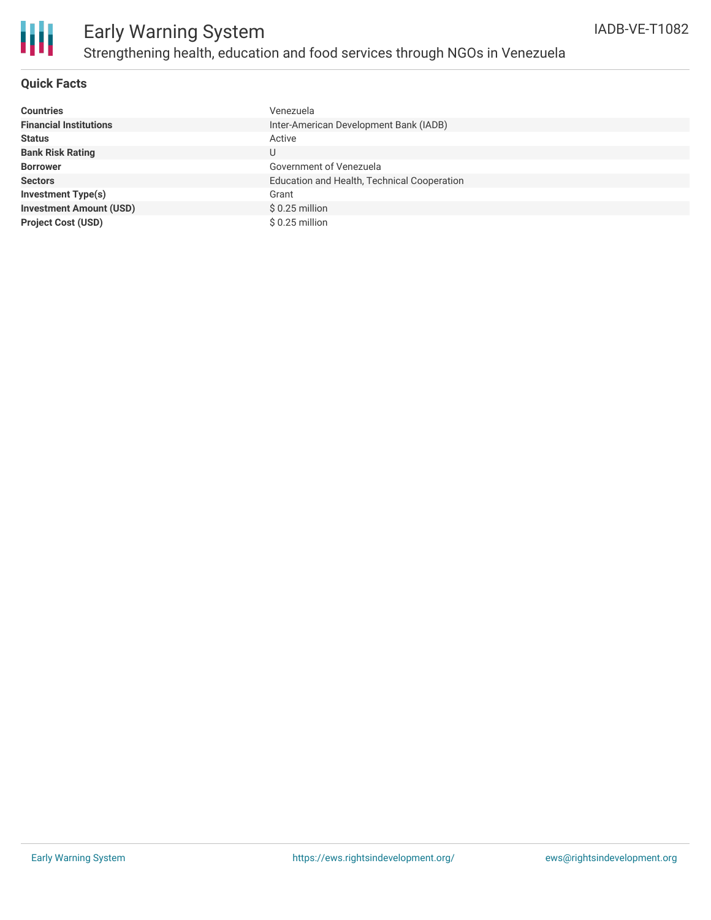# Early Warning System

## Strengthening health, education and food services through NGOs in Venezuela

IADB-VE-T1082

### Quick Facts

| | |
|---|---|
| **Countries** | Venezuela |
| **Financial Institutions** | Inter-American Development Bank (IADB) |
| **Status** | Active |
| **Bank Risk Rating** | U |
| **Borrower** | Government of Venezuela |
| **Sectors** | Education and Health, Technical Cooperation |
| **Investment Type(s)** | Grant |
| **Investment Amount (USD)** | $ 0.25 million |
| **Project Cost (USD)** | $ 0.25 million |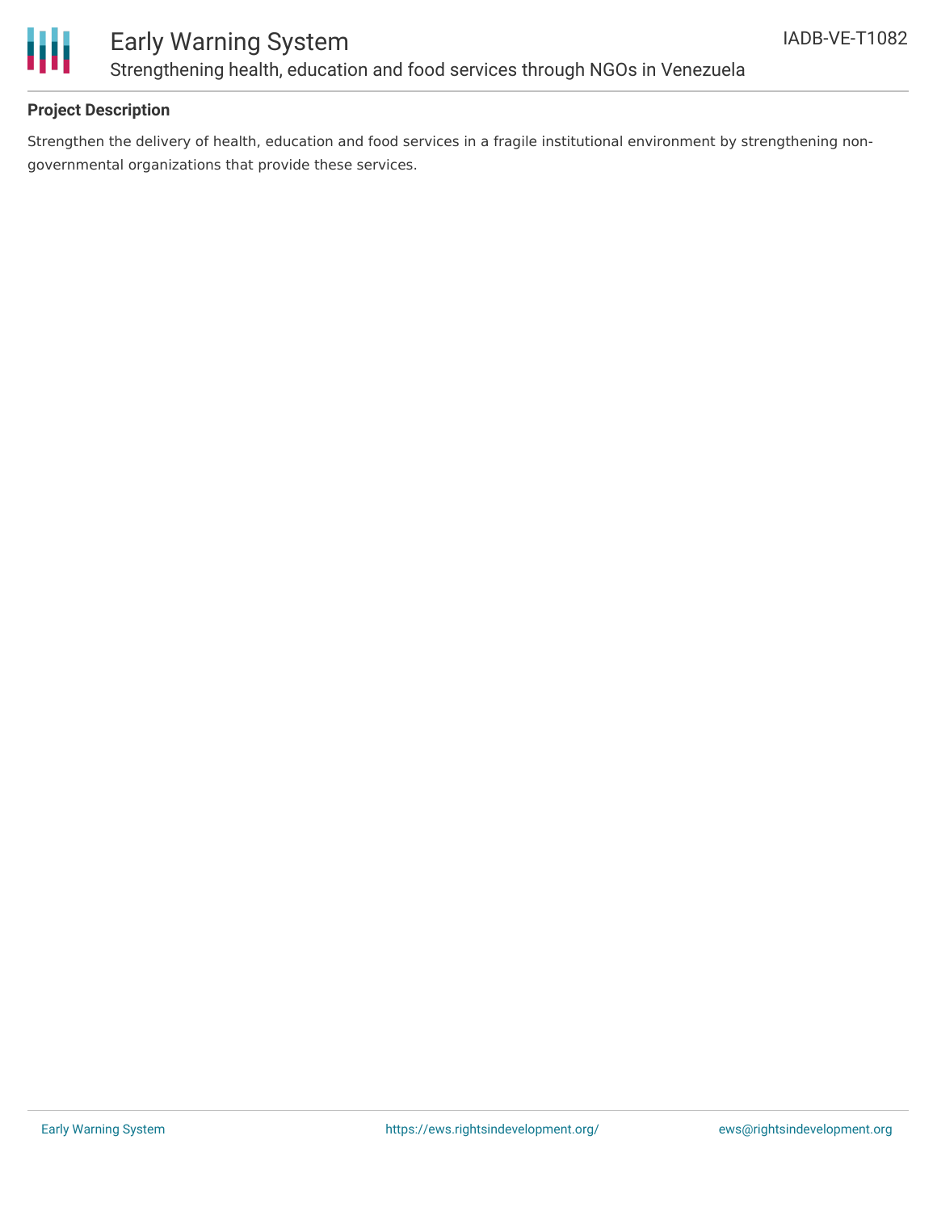**Project Description**

Strengthen the delivery of health, education and food services in a fragile institutional environment by strengthening non-governmental organizations that provide these services.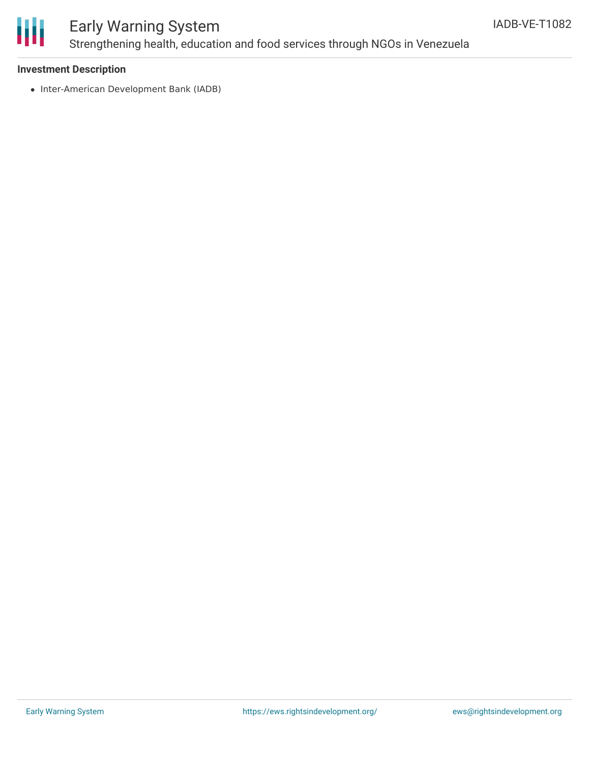**Investment Description**

- Inter-American Development Bank (IADB)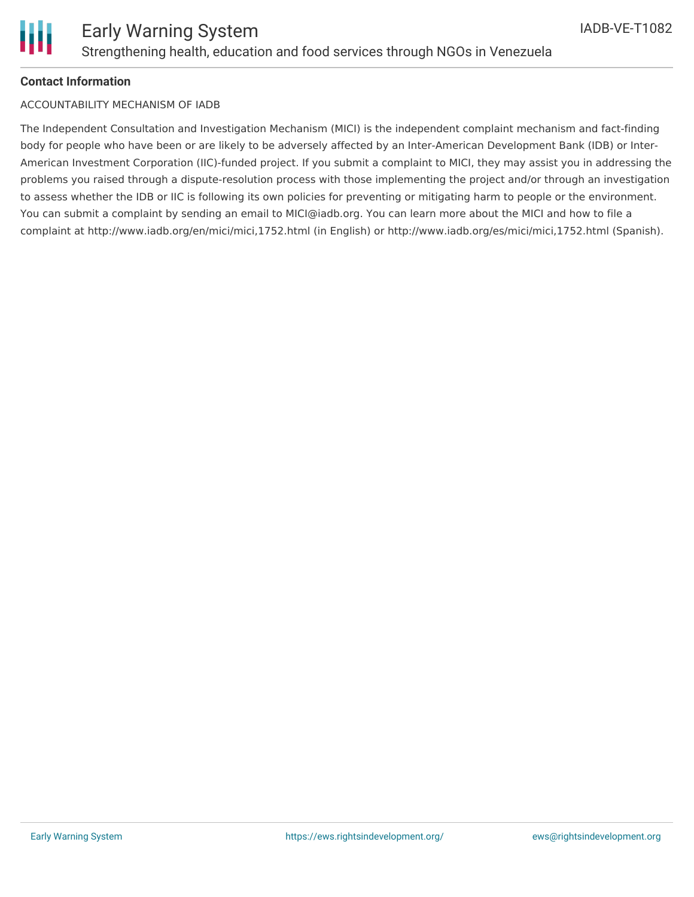**Contact Information**

ACCOUNTABILITY MECHANISM OF IADB

The Independent Consultation and Investigation Mechanism (MICI) is the independent complaint mechanism and fact-finding body for people who have been or are likely to be adversely affected by an Inter-American Development Bank (IDB) or Inter-American Investment Corporation (IIC)-funded project. If you submit a complaint to MICI, they may assist you in addressing the problems you raised through a dispute-resolution process with those implementing the project and/or through an investigation to assess whether the IDB or IIC is following its own policies for preventing or mitigating harm to people or the environment. You can submit a complaint by sending an email to MICI@iadb.org. You can learn more about the MICI and how to file a complaint at http://www.iadb.org/en/mici/mici,1752.html (in English) or http://www.iadb.org/es/mici/mici,1752.html (Spanish).